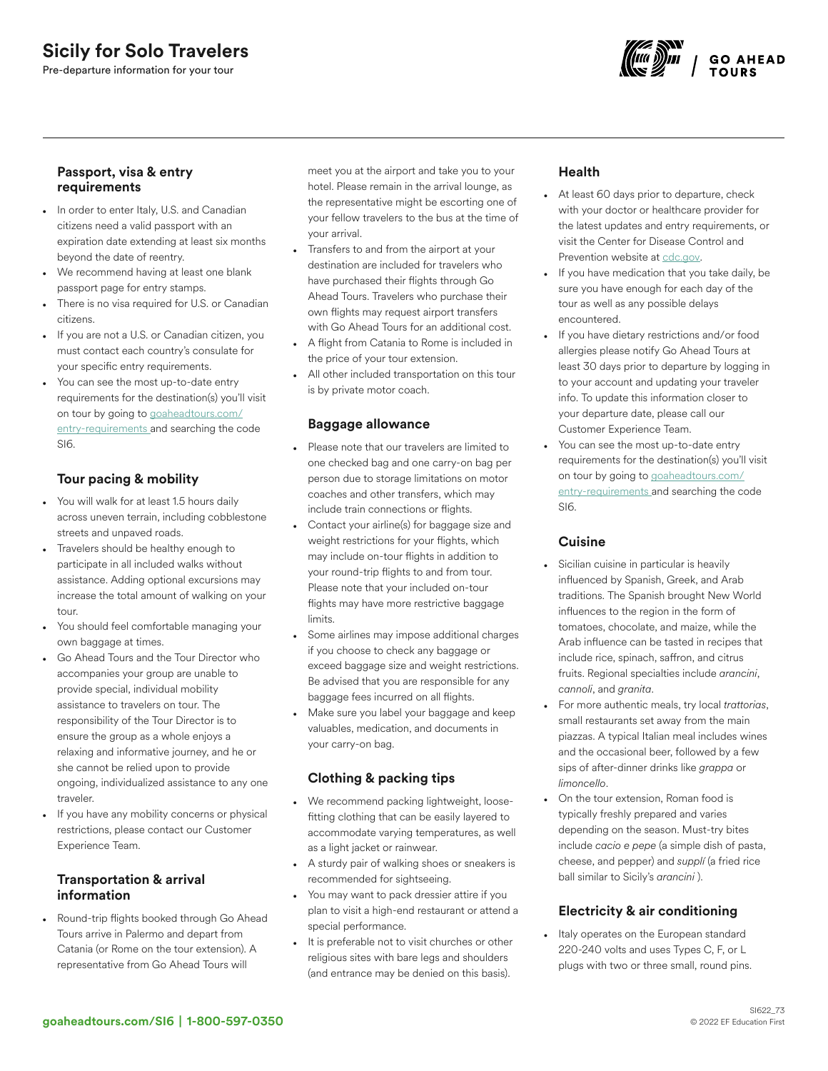# Sicily for Solo Travelers

Pre-departure information for your tour

## Passport, visa & entry requirements

- In order to enter Italy, U.S. and Canadian citizens need a valid passport with an expiration date extending at least six months beyond the date of reentry.
- We recommend having at least one blank passport page for entry stamps.
- There is no visa required for U.S. or Canadian citizens.
- If you are not a U.S. or Canadian citizen, you must contact each country's consulate for your specific entry requirements.
- You can see the most up-to-date entry requirements for the destination(s) you'll visit on tour by going to goaheadtours.com/entry-requirements and searching the code SI6.

## Tour pacing & mobility

- You will walk for at least 1.5 hours daily across uneven terrain, including cobblestone streets and unpaved roads.
- Travelers should be healthy enough to participate in all included walks without assistance. Adding optional excursions may increase the total amount of walking on your tour.
- You should feel comfortable managing your own baggage at times.
- Go Ahead Tours and the Tour Director who accompanies your group are unable to provide special, individual mobility assistance to travelers on tour. The responsibility of the Tour Director is to ensure the group as a whole enjoys a relaxing and informative journey, and he or she cannot be relied upon to provide ongoing, individualized assistance to any one traveler.
- If you have any mobility concerns or physical restrictions, please contact our Customer Experience Team.

## Transportation & arrival information

- Round-trip flights booked through Go Ahead Tours arrive in Palermo and depart from Catania (or Rome on the tour extension). A representative from Go Ahead Tours will meet you at the airport and take you to your hotel. Please remain in the arrival lounge, as the representative might be escorting one of your fellow travelers to the bus at the time of your arrival.
- Transfers to and from the airport at your destination are included for travelers who have purchased their flights through Go Ahead Tours. Travelers who purchase their own flights may request airport transfers with Go Ahead Tours for an additional cost.
- A flight from Catania to Rome is included in the price of your tour extension.
- All other included transportation on this tour is by private motor coach.

## Baggage allowance

- Please note that our travelers are limited to one checked bag and one carry-on bag per person due to storage limitations on motor coaches and other transfers, which may include train connections or flights.
- Contact your airline(s) for baggage size and weight restrictions for your flights, which may include on-tour flights in addition to your round-trip flights to and from tour. Please note that your included on-tour flights may have more restrictive baggage limits.
- Some airlines may impose additional charges if you choose to check any baggage or exceed baggage size and weight restrictions. Be advised that you are responsible for any baggage fees incurred on all flights.
- Make sure you label your baggage and keep valuables, medication, and documents in your carry-on bag.

## Clothing & packing tips

- We recommend packing lightweight, loose-fitting clothing that can be easily layered to accommodate varying temperatures, as well as a light jacket or rainwear.
- A sturdy pair of walking shoes or sneakers is recommended for sightseeing.
- You may want to pack dressier attire if you plan to visit a high-end restaurant or attend a special performance.
- It is preferable not to visit churches or other religious sites with bare legs and shoulders (and entrance may be denied on this basis).

## Health

- At least 60 days prior to departure, check with your doctor or healthcare provider for the latest updates and entry requirements, or visit the Center for Disease Control and Prevention website at cdc.gov.
- If you have medication that you take daily, be sure you have enough for each day of the tour as well as any possible delays encountered.
- If you have dietary restrictions and/or food allergies please notify Go Ahead Tours at least 30 days prior to departure by logging in to your account and updating your traveler info. To update this information closer to your departure date, please call our Customer Experience Team.
- You can see the most up-to-date entry requirements for the destination(s) you'll visit on tour by going to goaheadtours.com/entry-requirements and searching the code SI6.

## Cuisine

- Sicilian cuisine in particular is heavily influenced by Spanish, Greek, and Arab traditions. The Spanish brought New World influences to the region in the form of tomatoes, chocolate, and maize, while the Arab influence can be tasted in recipes that include rice, spinach, saffron, and citrus fruits. Regional specialties include *arancini*, *cannoli*, and *granita*.
- For more authentic meals, try local *trattorias*, small restaurants set away from the main piazzas. A typical Italian meal includes wines and the occasional beer, followed by a few sips of after-dinner drinks like *grappa* or *limoncello*.
- On the tour extension, Roman food is typically freshly prepared and varies depending on the season. Must-try bites include *cacio e pepe* (a simple dish of pasta, cheese, and pepper) and *supplí* (a fried rice ball similar to Sicily's *arancini* ).

## Electricity & air conditioning

- Italy operates on the European standard 220-240 volts and uses Types C, F, or L plugs with two or three small, round pins.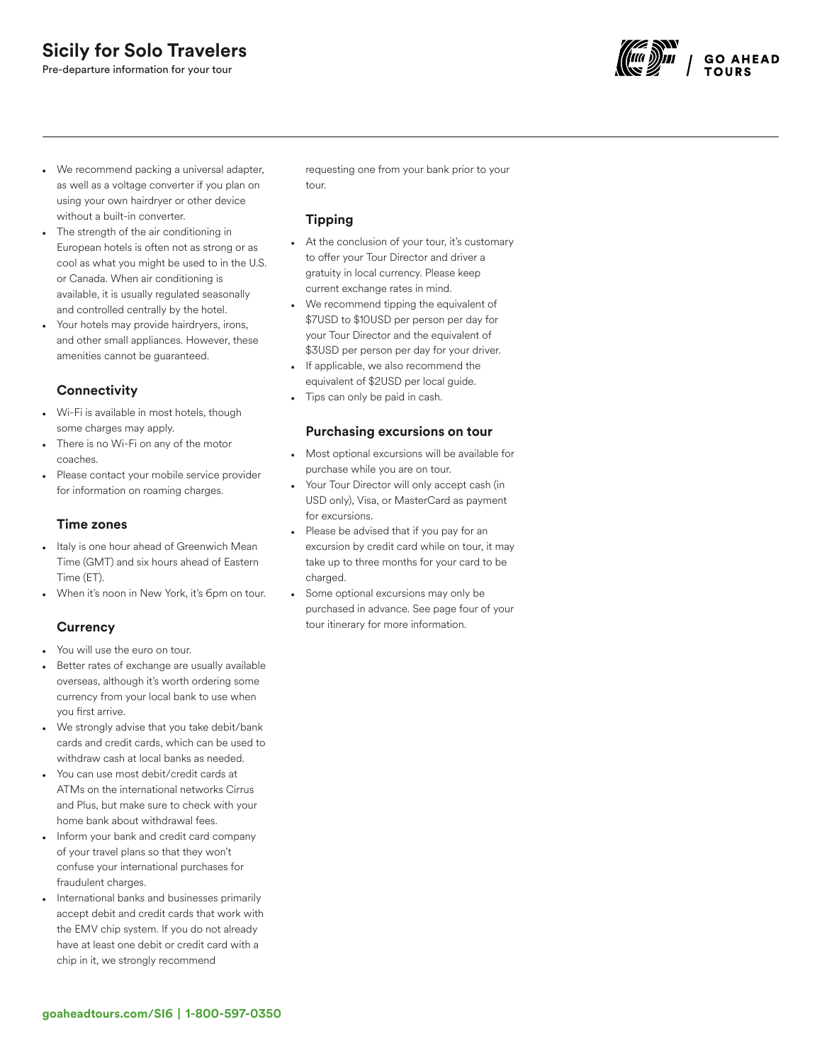- We recommend packing a universal adapter, as well as a voltage converter if you plan on using your own hairdryer or other device without a built-in converter.
- The strength of the air conditioning in European hotels is often not as strong or as cool as what you might be used to in the U.S. or Canada. When air conditioning is available, it is usually regulated seasonally and controlled centrally by the hotel.
- Your hotels may provide hairdryers, irons, and other small appliances. However, these amenities cannot be guaranteed.

### Connectivity

- Wi-Fi is available in most hotels, though some charges may apply.
- There is no Wi-Fi on any of the motor coaches.
- Please contact your mobile service provider for information on roaming charges.

### Time zones

- Italy is one hour ahead of Greenwich Mean Time (GMT) and six hours ahead of Eastern Time (ET).
- When it's noon in New York, it's 6pm on tour.

### Currency

- You will use the euro on tour.
- Better rates of exchange are usually available overseas, although it's worth ordering some currency from your local bank to use when you first arrive.
- We strongly advise that you take debit/bank cards and credit cards, which can be used to withdraw cash at local banks as needed.
- You can use most debit/credit cards at ATMs on the international networks Cirrus and Plus, but make sure to check with your home bank about withdrawal fees.
- Inform your bank and credit card company of your travel plans so that they won't confuse your international purchases for fraudulent charges.
- International banks and businesses primarily accept debit and credit cards that work with the EMV chip system. If you do not already have at least one debit or credit card with a chip in it, we strongly recommend requesting one from your bank prior to your tour.

### Tipping

- At the conclusion of your tour, it's customary to offer your Tour Director and driver a gratuity in local currency. Please keep current exchange rates in mind.
- We recommend tipping the equivalent of $7USD to $10USD per person per day for your Tour Director and the equivalent of $3USD per person per day for your driver.
- If applicable, we also recommend the equivalent of $2USD per local guide.
- Tips can only be paid in cash.

### Purchasing excursions on tour

- Most optional excursions will be available for purchase while you are on tour.
- Your Tour Director will only accept cash (in USD only), Visa, or MasterCard as payment for excursions.
- Please be advised that if you pay for an excursion by credit card while on tour, it may take up to three months for your card to be charged.
- Some optional excursions may only be purchased in advance. See page four of your tour itinerary for more information.